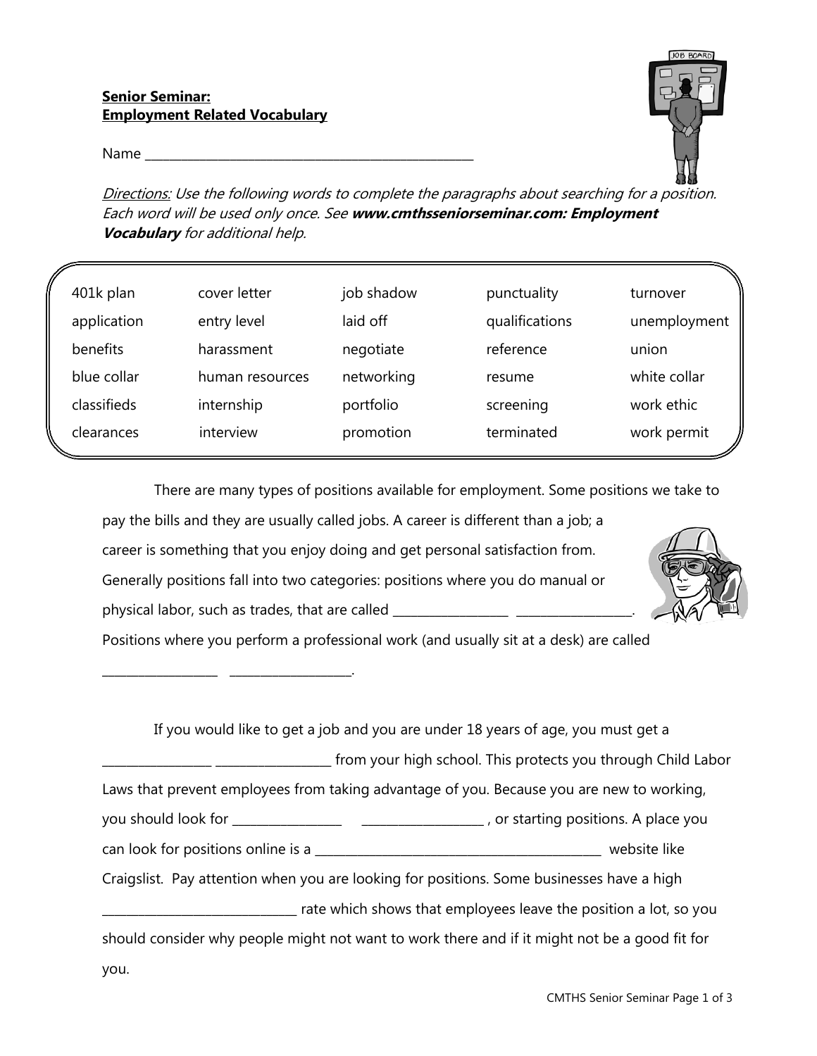**Senior Seminar:**
**Employment Related Vocabulary**

Name ____________________________________________________

*Directions: Use the following words to complete the paragraphs about searching for a position. Each word will be used only once. See **www.cmthsseniorseminar.com: Employment Vocabulary** for additional help.*

| | | | | |
|---|---|---|---|---|
| 401k plan | cover letter | job shadow | punctuality | turnover |
| application | entry level | laid off | qualifications | unemployment |
| benefits | harassment | negotiate | reference | union |
| blue collar | human resources | networking | resume | white collar |
| classifieds | internship | portfolio | screening | work ethic |
| clearances | interview | promotion | terminated | work permit |

There are many types of positions available for employment. Some positions we take to pay the bills and they are usually called jobs. A career is different than a job; a career is something that you enjoy doing and get personal satisfaction from. Generally positions fall into two categories: positions where you do manual or physical labor, such as trades, that are called __________________ __________________. Positions where you perform a professional work (and usually sit at a desk) are called __________________ __________________.

If you would like to get a job and you are under 18 years of age, you must get a _________________ __________________ from your high school. This protects you through Child Labor Laws that prevent employees from taking advantage of you. Because you are new to working, you should look for _________________ ___________________ , or starting positions. A place you can look for positions online is a ______________________________________________ website like Craigslist. Pay attention when you are looking for positions. Some businesses have a high _______________________________ rate which shows that employees leave the position a lot, so you should consider why people might not want to work there and if it might not be a good fit for you.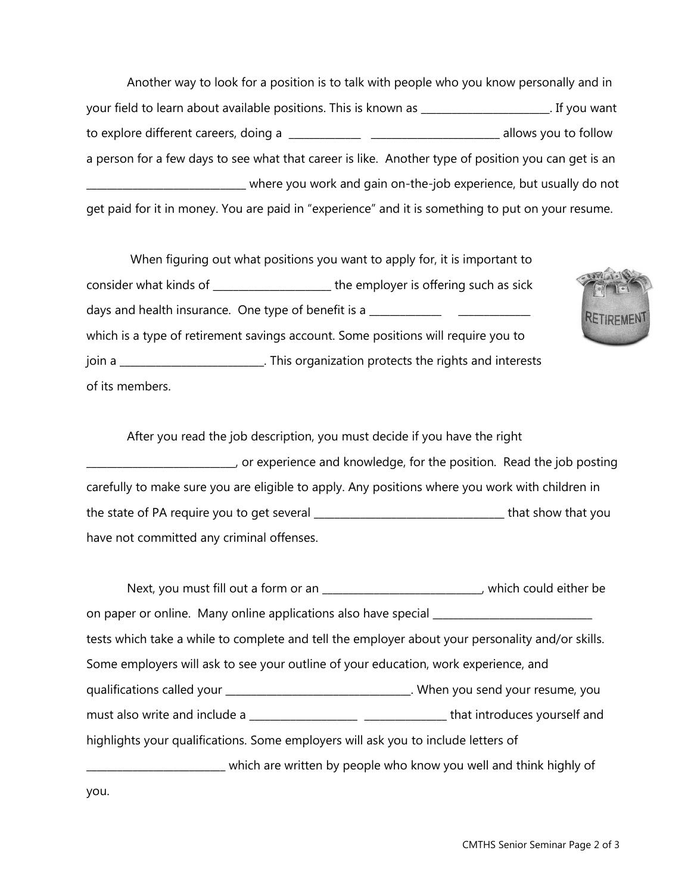Another way to look for a position is to talk with people who you know personally and in your field to learn about available positions. This is known as ________________________. If you want to explore different careers, doing a _____________ ________________________ allows you to follow a person for a few days to see what that career is like. Another type of position you can get is an ______________________________ where you work and gain on-the-job experience, but usually do not get paid for it in money. You are paid in "experience" and it is something to put on your resume.

When figuring out what positions you want to apply for, it is important to consider what kinds of ______________________ the employer is offering such as sick days and health insurance. One type of benefit is a _____________ _____________ which is a type of retirement savings account. Some positions will require you to join a ___________________________. This organization protects the rights and interests of its members.

After you read the job description, you must decide if you have the right ___________________________, or experience and knowledge, for the position. Read the job posting carefully to make sure you are eligible to apply. Any positions where you work with children in the state of PA require you to get several ___________________________________ that show that you have not committed any criminal offenses.

Next, you must fill out a form or an _____________________________, which could either be on paper or online. Many online applications also have special _____________________________ tests which take a while to complete and tell the employer about your personality and/or skills. Some employers will ask to see your outline of your education, work experience, and qualifications called your ___________________________________. When you send your resume, you must also write and include a ____________________ _______________ that introduces yourself and highlights your qualifications. Some employers will ask you to include letters of __________________________ which are written by people who know you well and think highly of you.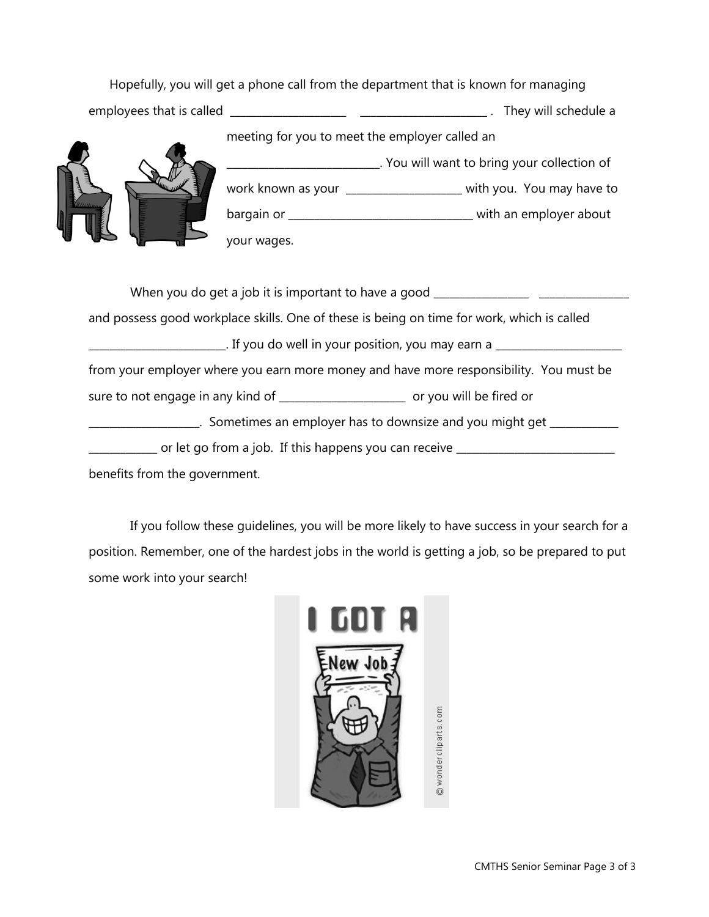Hopefully, you will get a phone call from the department that is known for managing employees that is called ____________________ ____________________ . They will schedule a meeting for you to meet the employer called an ________________________. You will want to bring your collection of work known as your ____________________ with you. You may have to bargain or ______________________________ with an employer about your wages.

When you do get a job it is important to have a good ________________ ________________ and possess good workplace skills. One of these is being on time for work, which is called ________________________. If you do well in your position, you may earn a ______________________ from your employer where you earn more money and have more responsibility. You must be sure to not engage in any kind of ______________________ or you will be fired or ____________________. Sometimes an employer has to downsize and you might get ____________ ____________ or let go from a job. If this happens you can receive ____________________________ benefits from the government.

If you follow these guidelines, you will be more likely to have success in your search for a position. Remember, one of the hardest jobs in the world is getting a job, so be prepared to put some work into your search!